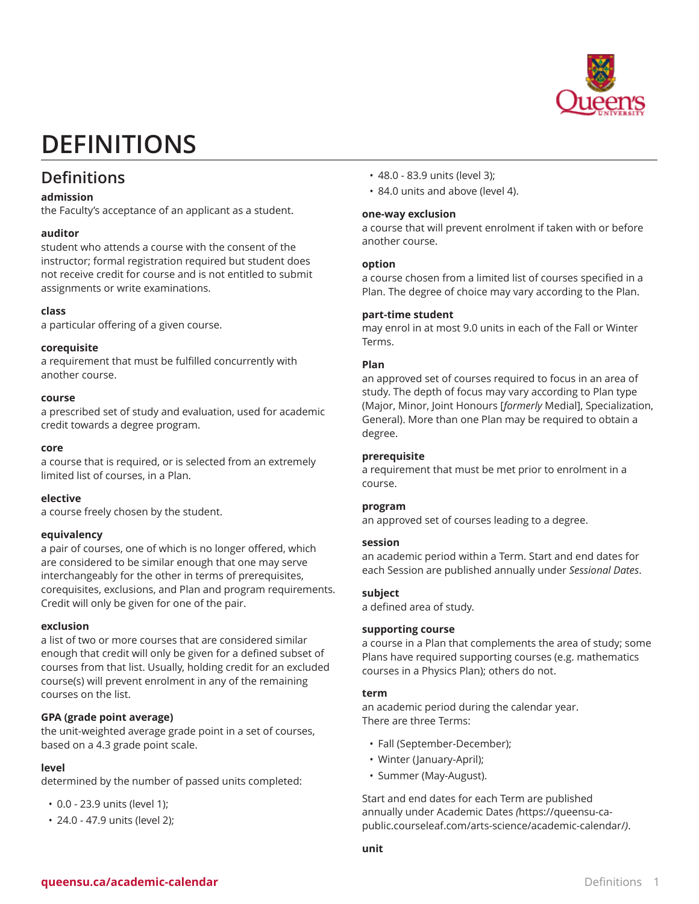# DEFINITIONS

## Definitions

**admission**
the Faculty's acceptance of an applicant as a student.

**auditor**
student who attends a course with the consent of the instructor; formal registration required but student does not receive credit for course and is not entitled to submit assignments or write examinations.

**class**
a particular offering of a given course.

**corequisite**
a requirement that must be fulfilled concurrently with another course.

**course**
a prescribed set of study and evaluation, used for academic credit towards a degree program.

**core**
a course that is required, or is selected from an extremely limited list of courses, in a Plan.

**elective**
a course freely chosen by the student.

**equivalency**
a pair of courses, one of which is no longer offered, which are considered to be similar enough that one may serve interchangeably for the other in terms of prerequisites, corequisites, exclusions, and Plan and program requirements. Credit will only be given for one of the pair.

**exclusion**
a list of two or more courses that are considered similar enough that credit will only be given for a defined subset of courses from that list. Usually, holding credit for an excluded course(s) will prevent enrolment in any of the remaining courses on the list.

**GPA (grade point average)**
the unit-weighted average grade point in a set of courses, based on a 4.3 grade point scale.

**level**
determined by the number of passed units completed:

- 0.0 - 23.9 units (level 1);
- 24.0 - 47.9 units (level 2);
- 48.0 - 83.9 units (level 3);
- 84.0 units and above (level 4).

**one-way exclusion**
a course that will prevent enrolment if taken with or before another course.

**option**
a course chosen from a limited list of courses specified in a Plan. The degree of choice may vary according to the Plan.

**part-time student**
may enrol in at most 9.0 units in each of the Fall or Winter Terms.

**Plan**
an approved set of courses required to focus in an area of study. The depth of focus may vary according to Plan type (Major, Minor, Joint Honours [*formerly* Medial], Specialization, General). More than one Plan may be required to obtain a degree.

**prerequisite**
a requirement that must be met prior to enrolment in a course.

**program**
an approved set of courses leading to a degree.

**session**
an academic period within a Term. Start and end dates for each Session are published annually under *Sessional Dates*.

**subject**
a defined area of study.

**supporting course**
a course in a Plan that complements the area of study; some Plans have required supporting courses (e.g. mathematics courses in a Physics Plan); others do not.

**term**
an academic period during the calendar year.
There are three Terms:

- Fall (September-December);
- Winter (January-April);
- Summer (May-August).

Start and end dates for each Term are published annually under Academic Dates *(*https://queensu-ca-public.courseleaf.com/arts-science/academic-calendar/*)*.

**unit**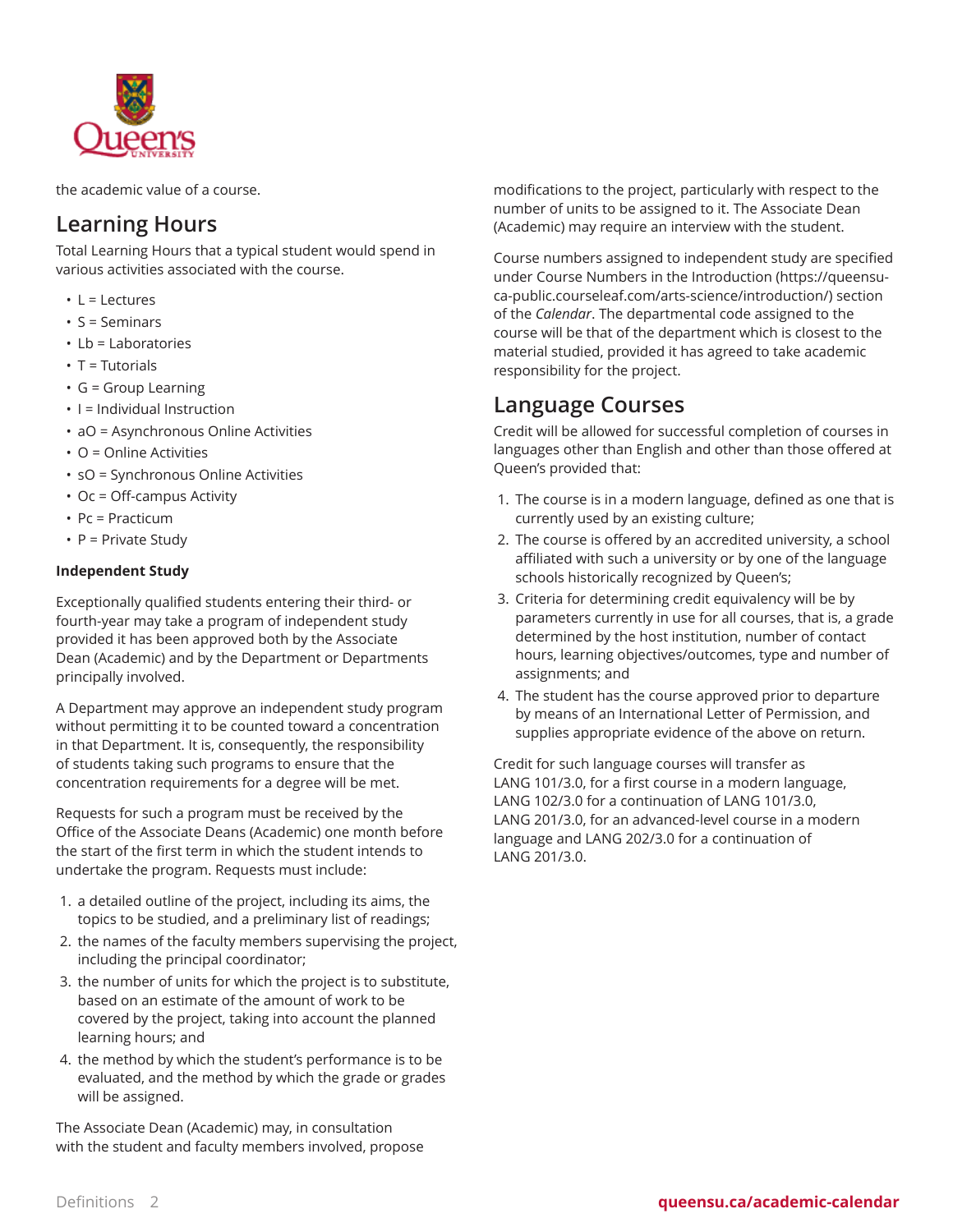the academic value of a course.

## Learning Hours

Total Learning Hours that a typical student would spend in various activities associated with the course.

- L = Lectures
- S = Seminars
- Lb = Laboratories
- T = Tutorials
- G = Group Learning
- I = Individual Instruction
- aO = Asynchronous Online Activities
- O = Online Activities
- sO = Synchronous Online Activities
- Oc = Off-campus Activity
- Pc = Practicum
- P = Private Study

**Independent Study**

Exceptionally qualified students entering their third- or fourth-year may take a program of independent study provided it has been approved both by the Associate Dean (Academic) and by the Department or Departments principally involved.

A Department may approve an independent study program without permitting it to be counted toward a concentration in that Department. It is, consequently, the responsibility of students taking such programs to ensure that the concentration requirements for a degree will be met.

Requests for such a program must be received by the Office of the Associate Deans (Academic) one month before the start of the first term in which the student intends to undertake the program. Requests must include:

1. a detailed outline of the project, including its aims, the topics to be studied, and a preliminary list of readings;
2. the names of the faculty members supervising the project, including the principal coordinator;
3. the number of units for which the project is to substitute, based on an estimate of the amount of work to be covered by the project, taking into account the planned learning hours; and
4. the method by which the student's performance is to be evaluated, and the method by which the grade or grades will be assigned.

The Associate Dean (Academic) may, in consultation with the student and faculty members involved, propose modifications to the project, particularly with respect to the number of units to be assigned to it. The Associate Dean (Academic) may require an interview with the student.

Course numbers assigned to independent study are specified under Course Numbers in the Introduction (https://queensu-ca-public.courseleaf.com/arts-science/introduction/) section of the *Calendar*. The departmental code assigned to the course will be that of the department which is closest to the material studied, provided it has agreed to take academic responsibility for the project.

## Language Courses

Credit will be allowed for successful completion of courses in languages other than English and other than those offered at Queen's provided that:

1. The course is in a modern language, defined as one that is currently used by an existing culture;
2. The course is offered by an accredited university, a school affiliated with such a university or by one of the language schools historically recognized by Queen's;
3. Criteria for determining credit equivalency will be by parameters currently in use for all courses, that is, a grade determined by the host institution, number of contact hours, learning objectives/outcomes, type and number of assignments; and
4. The student has the course approved prior to departure by means of an International Letter of Permission, and supplies appropriate evidence of the above on return.

Credit for such language courses will transfer as LANG 101/3.0, for a first course in a modern language, LANG 102/3.0 for a continuation of LANG 101/3.0, LANG 201/3.0, for an advanced-level course in a modern language and LANG 202/3.0 for a continuation of LANG 201/3.0.